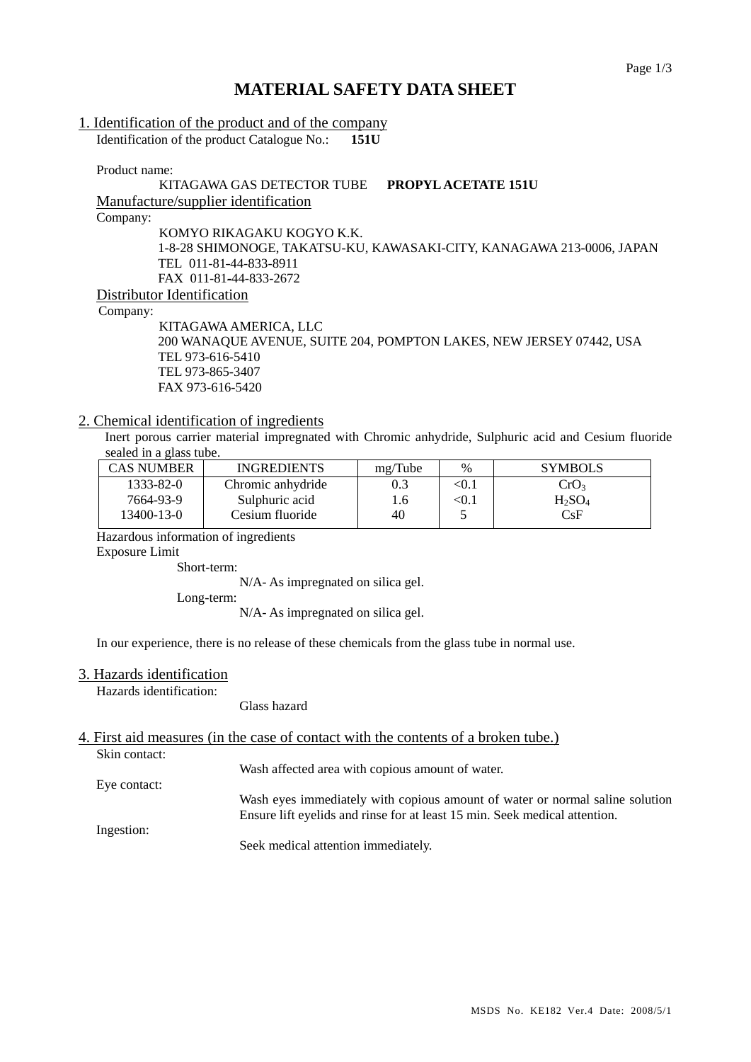# MATERIAL SAFETY DATA SHEET

## 1. Identification of the product and of the company

Identification of the product Catalogue No.: **151U**

Product name:

KITAGAWA GAS DETECTOR TUBE **PROPYL ACETATE 151U**

### Manufacture/supplier identification

Company:

KOMYO RIKAGAKU KOGYO K.K.
1-8-28 SHIMONOGE, TAKATSU-KU, KAWASAKI-CITY, KANAGAWA 213-0006, JAPAN
TEL 011-81-44-833-8911
FAX 011-81-44-833-2672

### Distributor Identification

Company:

KITAGAWA AMERICA, LLC
200 WANAQUE AVENUE, SUITE 204, POMPTON LAKES, NEW JERSEY 07442, USA
TEL 973-616-5410
TEL 973-865-3407
FAX 973-616-5420

## 2. Chemical identification of ingredients

Inert porous carrier material impregnated with Chromic anhydride, Sulphuric acid and Cesium fluoride sealed in a glass tube.

| CAS NUMBER | INGREDIENTS | mg/Tube | % | SYMBOLS |
|---|---|---|---|---|
| 1333-82-0 | Chromic anhydride | 0.3 | <0.1 | $CrO_3$ |
| 7664-93-9 | Sulphuric acid | 1.6 | <0.1 | $H_2SO_4$ |
| 13400-13-0 | Cesium fluoride | 40 | 5 | CsF |

Hazardous information of ingredients

Exposure Limit

Short-term:

N/A- As impregnated on silica gel.

Long-term:

N/A- As impregnated on silica gel.

In our experience, there is no release of these chemicals from the glass tube in normal use.

## 3. Hazards identification

Hazards identification:

Glass hazard

## 4. First aid measures (in the case of contact with the contents of a broken tube.)

Skin contact:

Wash affected area with copious amount of water.

Eye contact:

Wash eyes immediately with copious amount of water or normal saline solution Ensure lift eyelids and rinse for at least 15 min. Seek medical attention.

Ingestion:

Seek medical attention immediately.

MSDS No. KE182 Ver.4 Date: 2008/5/1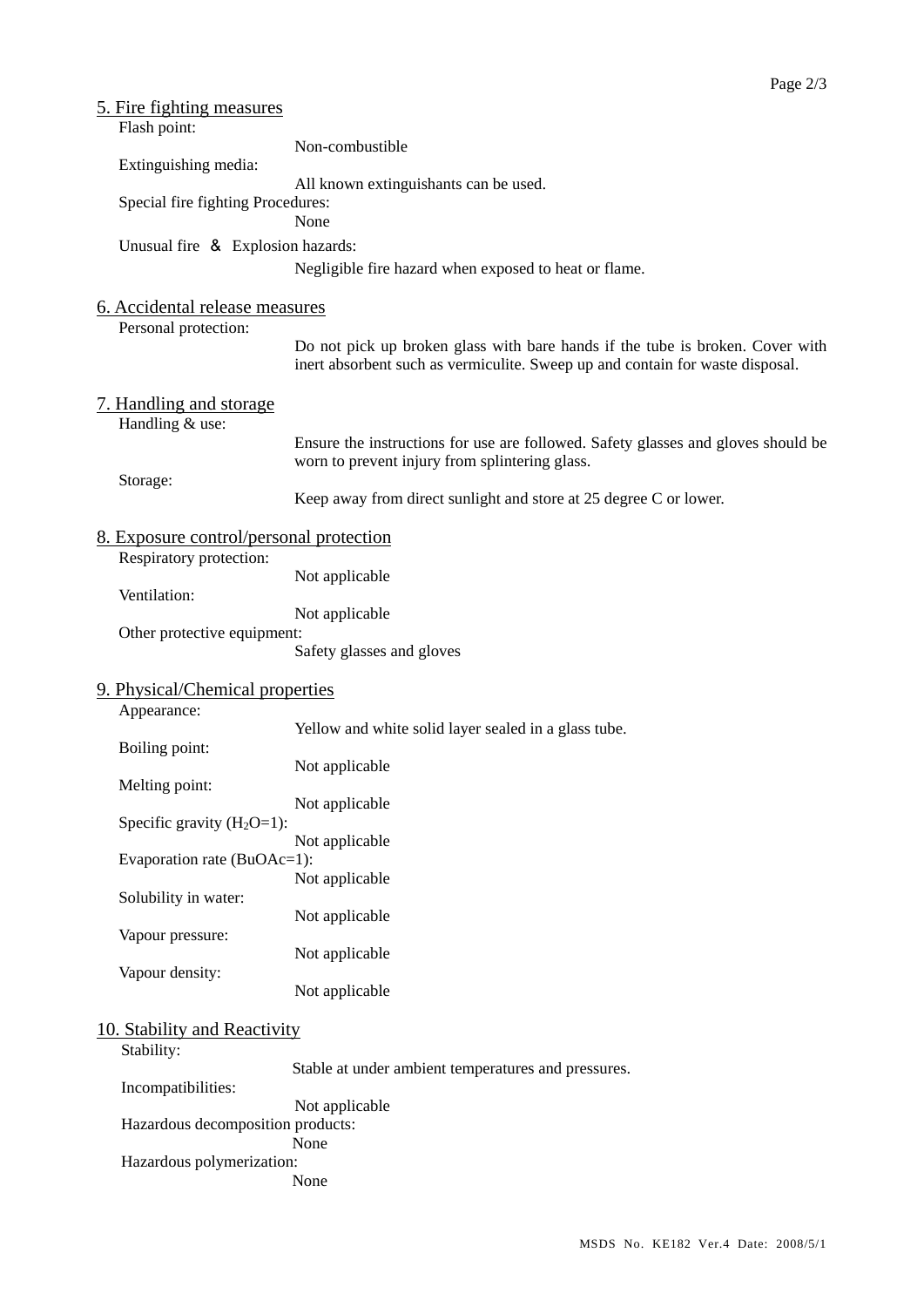## 5. Fire fighting measures

Flash point:

Non-combustible

Extinguishing media:

All known extinguishants can be used.

Special fire fighting Procedures:

None

Unusual fire ＆ Explosion hazards:

Negligible fire hazard when exposed to heat or flame.

## 6. Accidental release measures

Personal protection:

Do not pick up broken glass with bare hands if the tube is broken. Cover with inert absorbent such as vermiculite. Sweep up and contain for waste disposal.

## 7. Handling and storage

Handling & use:

Ensure the instructions for use are followed. Safety glasses and gloves should be worn to prevent injury from splintering glass.

Storage:

Keep away from direct sunlight and store at 25 degree C or lower.

## 8. Exposure control/personal protection

Respiratory protection:

Not applicable

Ventilation:

Not applicable

Other protective equipment:

Safety glasses and gloves

## 9. Physical/Chemical properties

Appearance:

Yellow and white solid layer sealed in a glass tube.

Boiling point:

Not applicable

Melting point:

Not applicable

Specific gravity ($H_2O$=1):

Not applicable

Evaporation rate (BuOAc=1):

Not applicable

Solubility in water:

Not applicable

Vapour pressure:

Not applicable

Vapour density:

Not applicable

## 10. Stability and Reactivity

Stability:

Stable at under ambient temperatures and pressures.

Incompatibilities:

Not applicable

Hazardous decomposition products:

None

Hazardous polymerization:

None

MSDS No. KE182 Ver.4 Date: 2008/5/1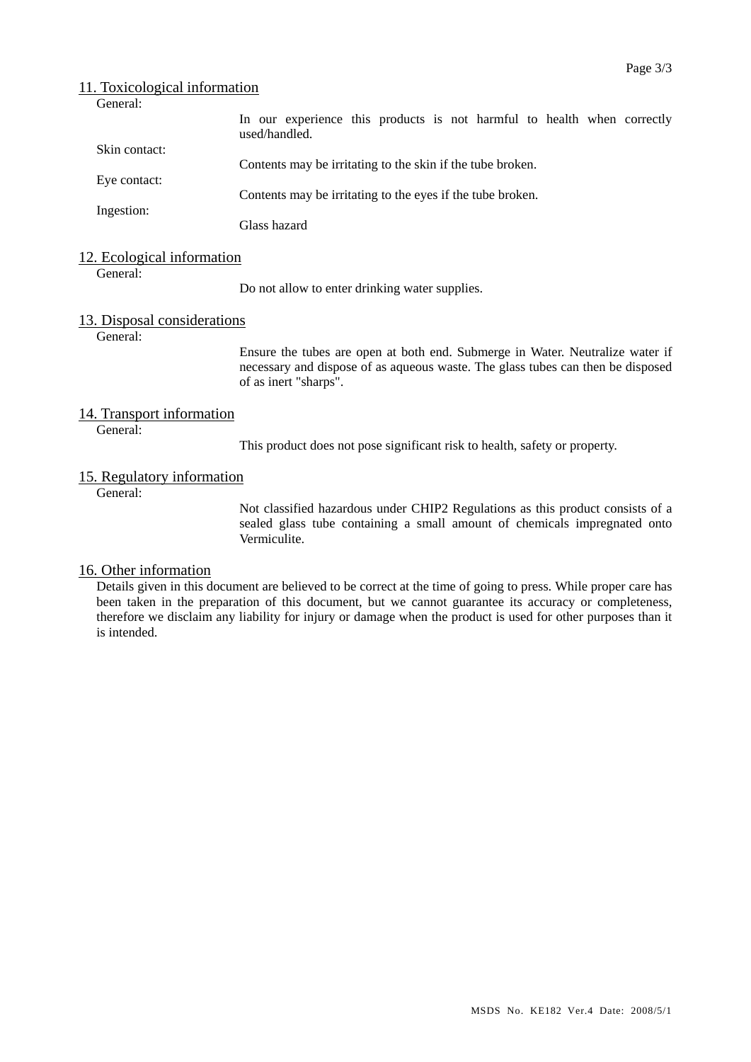## 11. Toxicological information

General:

In our experience this products is not harmful to health when correctly used/handled.

Skin contact:

Contents may be irritating to the skin if the tube broken.

Eye contact:

Contents may be irritating to the eyes if the tube broken.

Ingestion:

Glass hazard

## 12. Ecological information

General:

Do not allow to enter drinking water supplies.

## 13. Disposal considerations

General:

Ensure the tubes are open at both end. Submerge in Water. Neutralize water if necessary and dispose of as aqueous waste. The glass tubes can then be disposed of as inert "sharps".

## 14. Transport information

General:

This product does not pose significant risk to health, safety or property.

## 15. Regulatory information

General:

Not classified hazardous under CHIP2 Regulations as this product consists of a sealed glass tube containing a small amount of chemicals impregnated onto Vermiculite.

## 16. Other information

Details given in this document are believed to be correct at the time of going to press. While proper care has been taken in the preparation of this document, but we cannot guarantee its accuracy or completeness, therefore we disclaim any liability for injury or damage when the product is used for other purposes than it is intended.